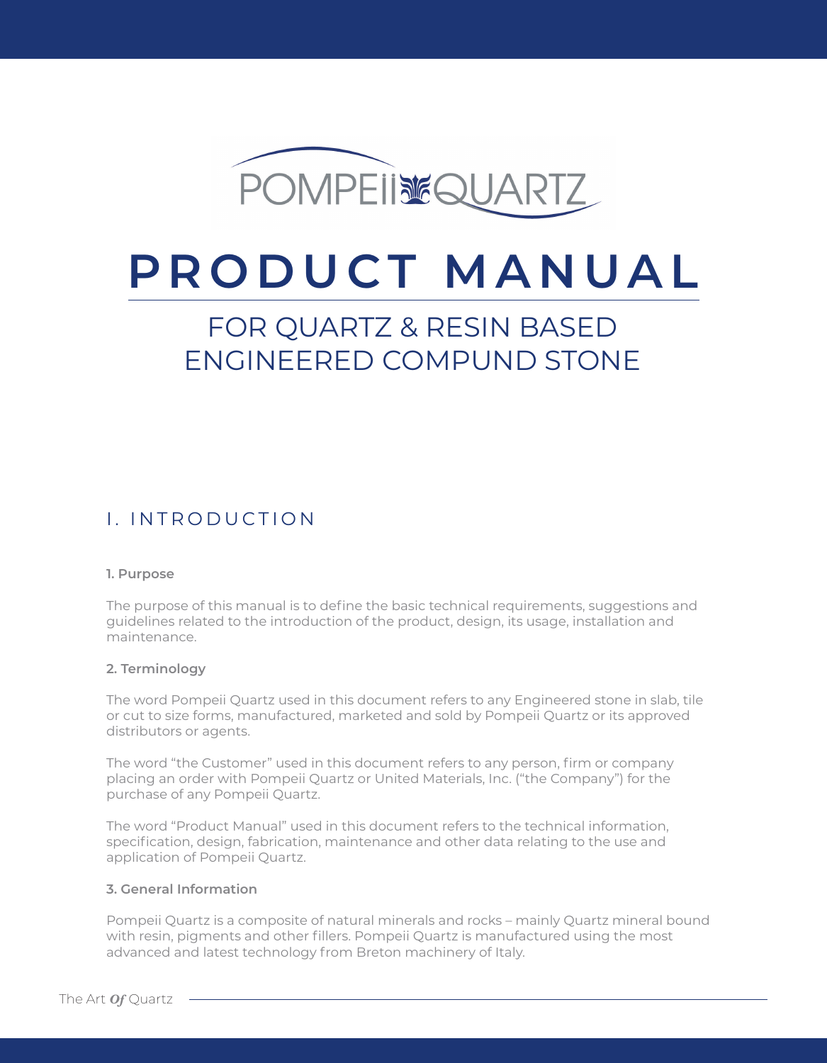POMPEii QUARTZ

# PRODUCT MANUAL

## FOR QUARTZ & RESIN BASED ENGINEERED COMPUND STONE

## I. INTRODUCTION

### 1. Purpose

The purpose of this manual is to define the basic technical requirements, suggestions and guidelines related to the introduction of the product, design, its usage, installation and maintenance.

### 2. Terminology

The word Pompeii Quartz used in this document refers to any Engineered stone in slab, tile or cut to size forms, manufactured, marketed and sold by Pompeii Quartz or its approved distributors or agents.

The word "the Customer" used in this document refers to any person, firm or company placing an order with Pompeii Quartz or United Materials, Inc. ("the Company") for the purchase of any Pompeii Quartz.

The word "Product Manual" used in this document refers to the technical information, specification, design, fabrication, maintenance and other data relating to the use and application of Pompeii Quartz.

### 3. General Information

Pompeii Quartz is a composite of natural minerals and rocks – mainly Quartz mineral bound with resin, pigments and other fillers. Pompeii Quartz is manufactured using the most advanced and latest technology from Breton machinery of Italy.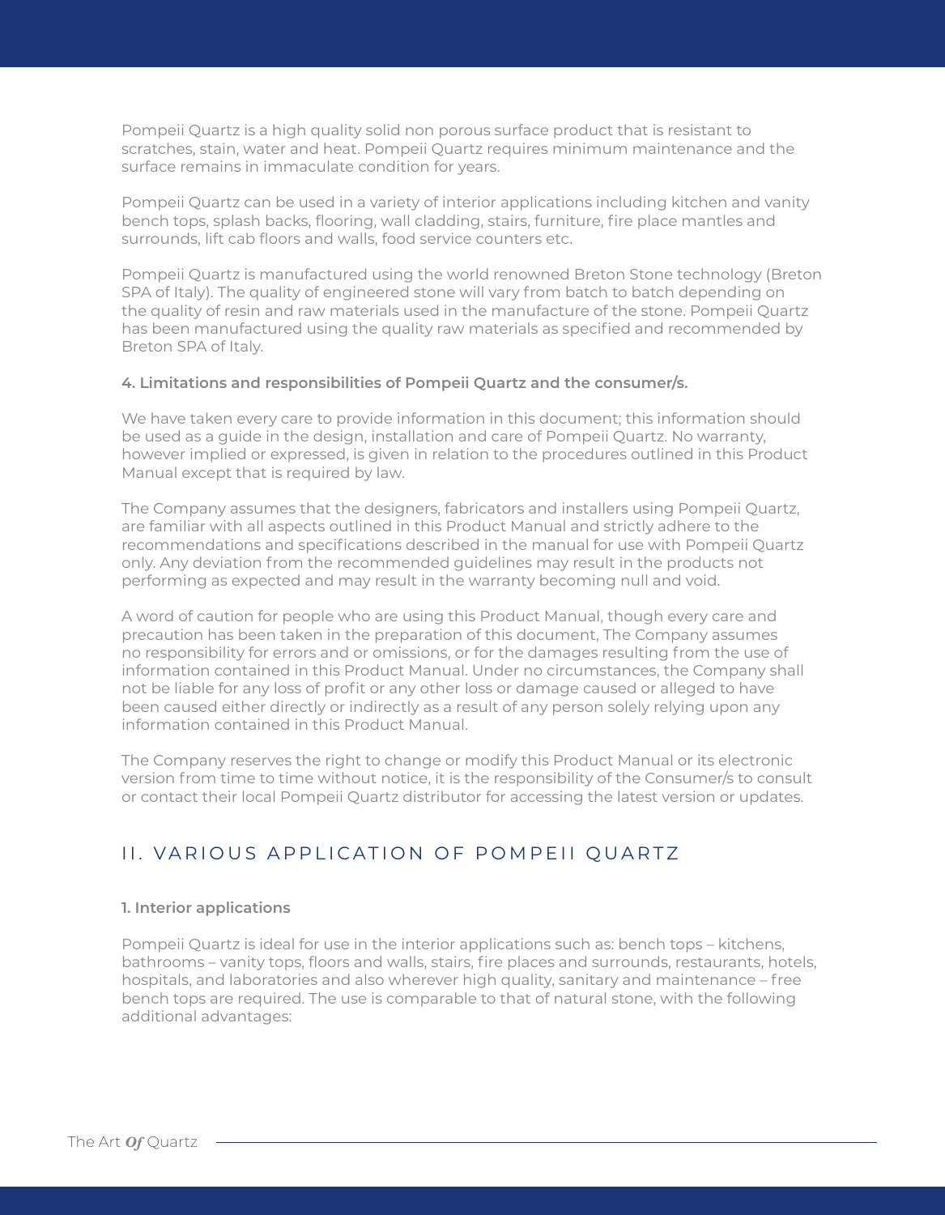Pompeii Quartz is a high quality solid non porous surface product that is resistant to scratches, stain, water and heat. Pompeii Quartz requires minimum maintenance and the surface remains in immaculate condition for years.

Pompeii Quartz can be used in a variety of interior applications including kitchen and vanity bench tops, splash backs, flooring, wall cladding, stairs, furniture, fire place mantles and surrounds, lift cab floors and walls, food service counters etc.

Pompeii Quartz is manufactured using the world renowned Breton Stone technology (Breton SPA of Italy). The quality of engineered stone will vary from batch to batch depending on the quality of resin and raw materials used in the manufacture of the stone. Pompeii Quartz has been manufactured using the quality raw materials as specified and recommended by Breton SPA of Italy.

**4. Limitations and responsibilities of Pompeii Quartz and the consumer/s.**

We have taken every care to provide information in this document; this information should be used as a guide in the design, installation and care of Pompeii Quartz. No warranty, however implied or expressed, is given in relation to the procedures outlined in this Product Manual except that is required by law.

The Company assumes that the designers, fabricators and installers using Pompeii Quartz, are familiar with all aspects outlined in this Product Manual and strictly adhere to the recommendations and specifications described in the manual for use with Pompeii Quartz only. Any deviation from the recommended guidelines may result in the products not performing as expected and may result in the warranty becoming null and void.

A word of caution for people who are using this Product Manual, though every care and precaution has been taken in the preparation of this document, The Company assumes no responsibility for errors and or omissions, or for the damages resulting from the use of information contained in this Product Manual. Under no circumstances, the Company shall not be liable for any loss of profit or any other loss or damage caused or alleged to have been caused either directly or indirectly as a result of any person solely relying upon any information contained in this Product Manual.

The Company reserves the right to change or modify this Product Manual or its electronic version from time to time without notice, it is the responsibility of the Consumer/s to consult or contact their local Pompeii Quartz distributor for accessing the latest version or updates.

## II. VARIOUS APPLICATION OF POMPEII QUARTZ

**1. Interior applications**

Pompeii Quartz is ideal for use in the interior applications such as: bench tops – kitchens, bathrooms – vanity tops, floors and walls, stairs, fire places and surrounds, restaurants, hotels, hospitals, and laboratories and also wherever high quality, sanitary and maintenance – free bench tops are required. The use is comparable to that of natural stone, with the following additional advantages: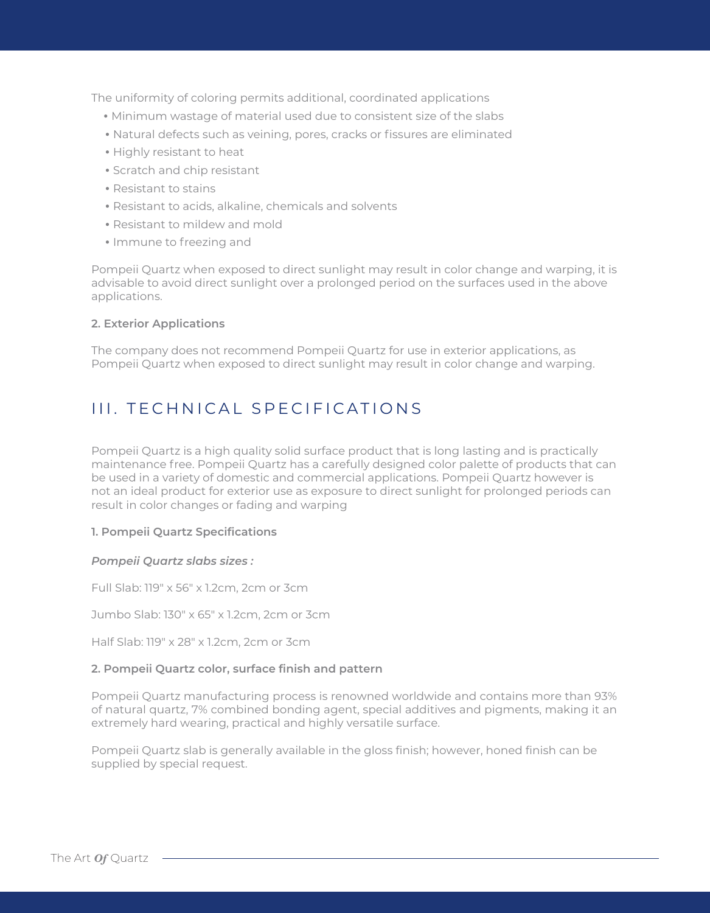The uniformity of coloring permits additional, coordinated applications

- Minimum wastage of material used due to consistent size of the slabs
- Natural defects such as veining, pores, cracks or fissures are eliminated
- Highly resistant to heat
- Scratch and chip resistant
- Resistant to stains
- Resistant to acids, alkaline, chemicals and solvents
- Resistant to mildew and mold
- Immune to freezing and

Pompeii Quartz when exposed to direct sunlight may result in color change and warping, it is advisable to avoid direct sunlight over a prolonged period on the surfaces used in the above applications.

**2. Exterior Applications**

The company does not recommend Pompeii Quartz for use in exterior applications, as Pompeii Quartz when exposed to direct sunlight may result in color change and warping.

## III. TECHNICAL SPECIFICATIONS

Pompeii Quartz is a high quality solid surface product that is long lasting and is practically maintenance free. Pompeii Quartz has a carefully designed color palette of products that can be used in a variety of domestic and commercial applications. Pompeii Quartz however is not an ideal product for exterior use as exposure to direct sunlight for prolonged periods can result in color changes or fading and warping

**1. Pompeii Quartz Specifications**

***Pompeii Quartz slabs sizes :***

Full Slab: 119" x 56" x 1.2cm, 2cm or 3cm

Jumbo Slab: 130" x 65" x 1.2cm, 2cm or 3cm

Half Slab: 119" x 28" x 1.2cm, 2cm or 3cm

**2. Pompeii Quartz color, surface finish and pattern**

Pompeii Quartz manufacturing process is renowned worldwide and contains more than 93% of natural quartz, 7% combined bonding agent, special additives and pigments, making it an extremely hard wearing, practical and highly versatile surface.

Pompeii Quartz slab is generally available in the gloss finish; however, honed finish can be supplied by special request.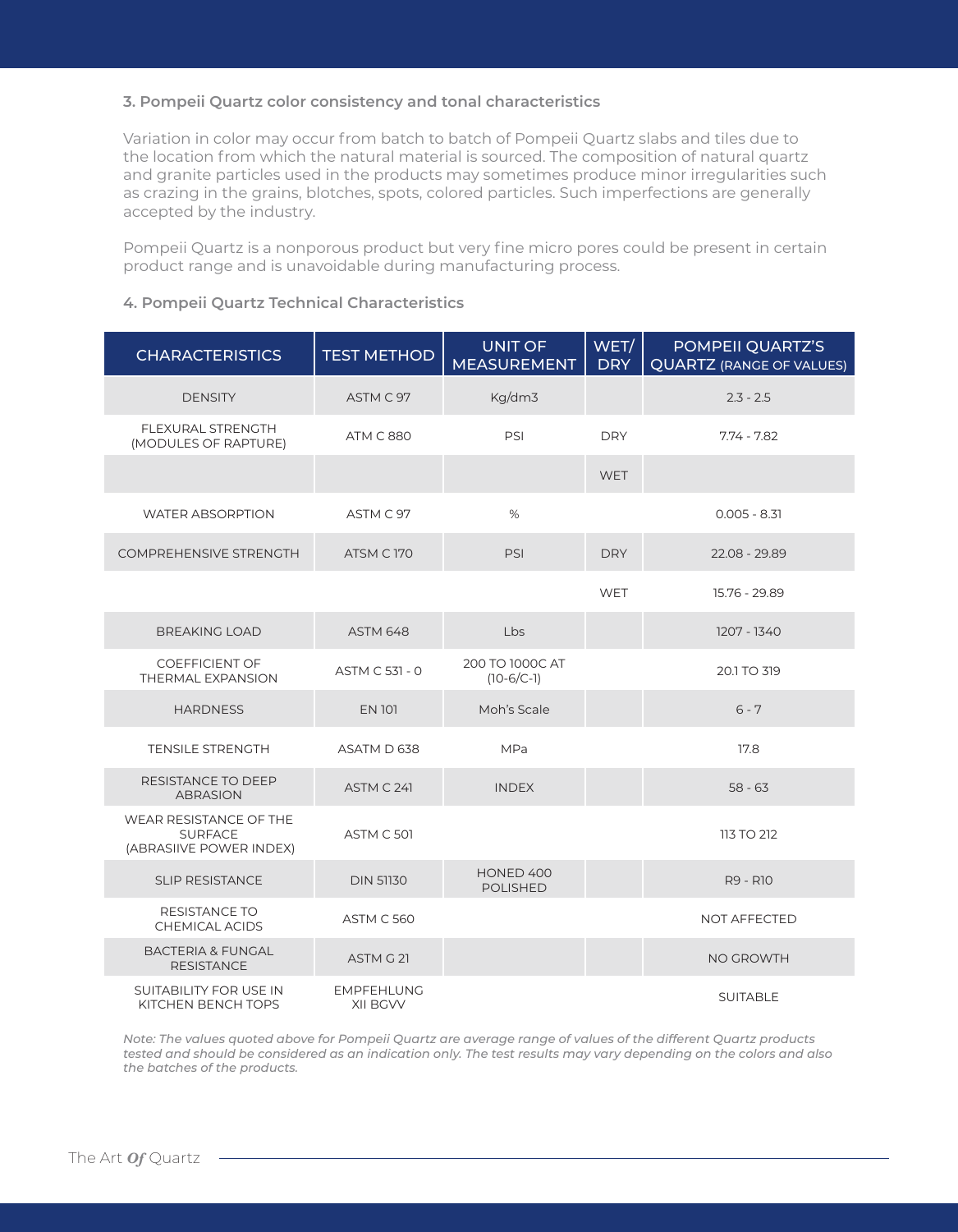### 3. Pompeii Quartz color consistency and tonal characteristics

Variation in color may occur from batch to batch of Pompeii Quartz slabs and tiles due to the location from which the natural material is sourced. The composition of natural quartz and granite particles used in the products may sometimes produce minor irregularities such as crazing in the grains, blotches, spots, colored particles. Such imperfections are generally accepted by the industry.

Pompeii Quartz is a nonporous product but very fine micro pores could be present in certain product range and is unavoidable during manufacturing process.

### 4. Pompeii Quartz Technical Characteristics

| CHARACTERISTICS | TEST METHOD | UNIT OF MEASUREMENT | WET/ DRY | POMPEII QUARTZ'S QUARTZ (RANGE OF VALUES) |
|---|---|---|---|---|
| DENSITY | ASTM C 97 | Kg/dm3 | | 2.3 - 2.5 |
| FLEXURAL STRENGTH (MODULES OF RAPTURE) | ATM C 880 | PSI | DRY | 7.74 - 7.82 |
| | | | WET | |
| WATER ABSORPTION | ASTM C 97 | % | | 0.005 - 8.31 |
| COMPREHENSIVE STRENGTH | ATSM C 170 | PSI | DRY | 22.08 - 29.89 |
| | | | WET | 15.76 - 29.89 |
| BREAKING LOAD | ASTM 648 | Lbs | | 1207 - 1340 |
| COEFFICIENT OF THERMAL EXPANSION | ASTM C 531 - 0 | 200 TO 1000C AT (10-6/C-1) | | 20.1 TO 319 |
| HARDNESS | EN 101 | Moh's Scale | | 6 - 7 |
| TENSILE STRENGTH | ASATM D 638 | MPa | | 17.8 |
| RESISTANCE TO DEEP ABRASION | ASTM C 241 | INDEX | | 58 - 63 |
| WEAR RESISTANCE OF THE SURFACE (ABRASIIVE POWER INDEX) | ASTM C 501 | | | 113 TO 212 |
| SLIP RESISTANCE | DIN 51130 | HONED 400 POLISHED | | R9 - R10 |
| RESISTANCE TO CHEMICAL ACIDS | ASTM C 560 | | | NOT AFFECTED |
| BACTERIA & FUNGAL RESISTANCE | ASTM G 21 | | | NO GROWTH |
| SUITABILITY FOR USE IN KITCHEN BENCH TOPS | EMPFEHLUNG XII BGVV | | | SUITABLE |

*Note: The values quoted above for Pompeii Quartz are average range of values of the different Quartz products tested and should be considered as an indication only. The test results may vary depending on the colors and also the batches of the products.*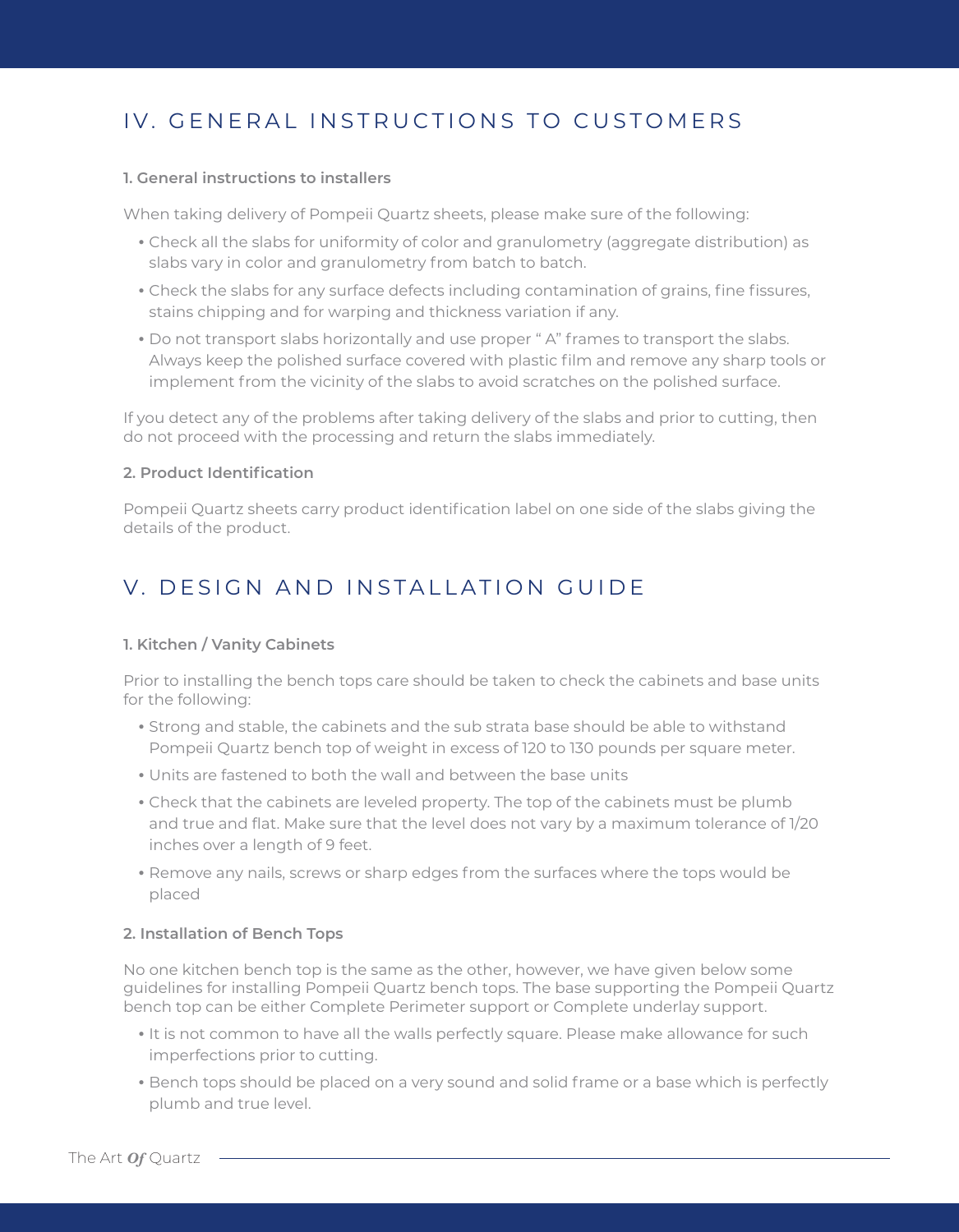## IV. GENERAL INSTRUCTIONS TO CUSTOMERS

### 1. General instructions to installers

When taking delivery of Pompeii Quartz sheets, please make sure of the following:

- Check all the slabs for uniformity of color and granulometry (aggregate distribution) as slabs vary in color and granulometry from batch to batch.
- Check the slabs for any surface defects including contamination of grains, fine fissures, stains chipping and for warping and thickness variation if any.
- Do not transport slabs horizontally and use proper " A" frames to transport the slabs. Always keep the polished surface covered with plastic film and remove any sharp tools or implement from the vicinity of the slabs to avoid scratches on the polished surface.

If you detect any of the problems after taking delivery of the slabs and prior to cutting, then do not proceed with the processing and return the slabs immediately.

### 2. Product Identification

Pompeii Quartz sheets carry product identification label on one side of the slabs giving the details of the product.

## V. DESIGN AND INSTALLATION GUIDE

### 1. Kitchen / Vanity Cabinets

Prior to installing the bench tops care should be taken to check the cabinets and base units for the following:

- Strong and stable, the cabinets and the sub strata base should be able to withstand Pompeii Quartz bench top of weight in excess of 120 to 130 pounds per square meter.
- Units are fastened to both the wall and between the base units
- Check that the cabinets are leveled property. The top of the cabinets must be plumb and true and flat. Make sure that the level does not vary by a maximum tolerance of 1/20 inches over a length of 9 feet.
- Remove any nails, screws or sharp edges from the surfaces where the tops would be placed

### 2. Installation of Bench Tops

No one kitchen bench top is the same as the other, however, we have given below some guidelines for installing Pompeii Quartz bench tops. The base supporting the Pompeii Quartz bench top can be either Complete Perimeter support or Complete underlay support.

- It is not common to have all the walls perfectly square. Please make allowance for such imperfections prior to cutting.
- Bench tops should be placed on a very sound and solid frame or a base which is perfectly plumb and true level.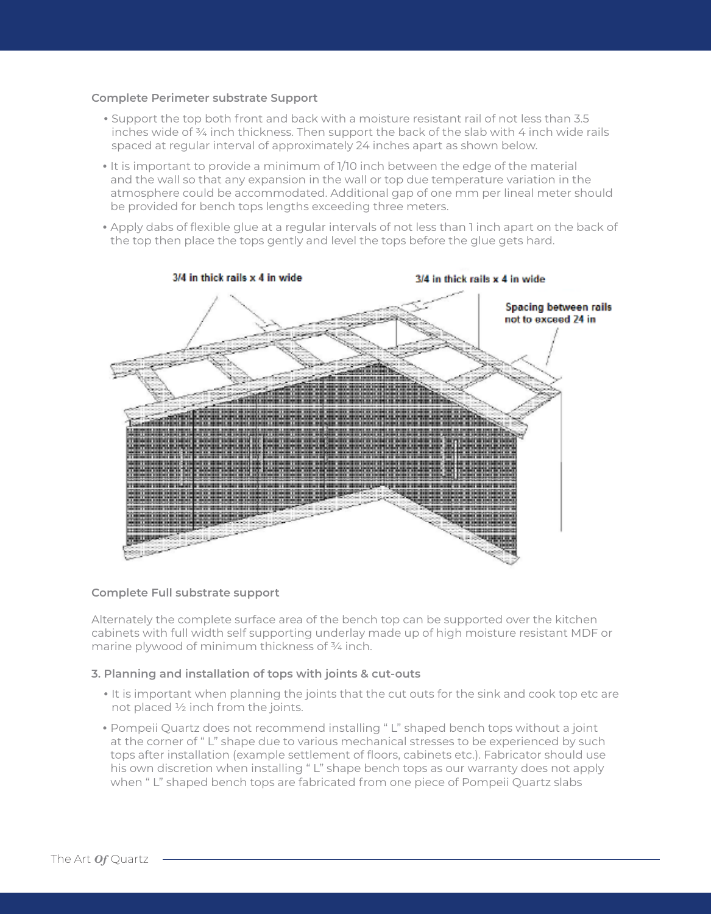**Complete Perimeter substrate Support**

- Support the top both front and back with a moisture resistant rail of not less than 3.5 inches wide of ¾ inch thickness. Then support the back of the slab with 4 inch wide rails spaced at regular interval of approximately 24 inches apart as shown below.
- It is important to provide a minimum of 1/10 inch between the edge of the material and the wall so that any expansion in the wall or top due temperature variation in the atmosphere could be accommodated. Additional gap of one mm per lineal meter should be provided for bench tops lengths exceeding three meters.
- Apply dabs of flexible glue at a regular intervals of not less than 1 inch apart on the back of the top then place the tops gently and level the tops before the glue gets hard.

3/4 in thick rails x 4 in wide

3/4 in thick rails x 4 in wide

Spacing between rails not to exceed 24 in

**Complete Full substrate support**

Alternately the complete surface area of the bench top can be supported over the kitchen cabinets with full width self supporting underlay made up of high moisture resistant MDF or marine plywood of minimum thickness of ¾ inch.

**3. Planning and installation of tops with joints & cut-outs**

- It is important when planning the joints that the cut outs for the sink and cook top etc are not placed ½ inch from the joints.
- Pompeii Quartz does not recommend installing " L" shaped bench tops without a joint at the corner of " L" shape due to various mechanical stresses to be experienced by such tops after installation (example settlement of floors, cabinets etc.). Fabricator should use his own discretion when installing " L" shape bench tops as our warranty does not apply when " L" shaped bench tops are fabricated from one piece of Pompeii Quartz slabs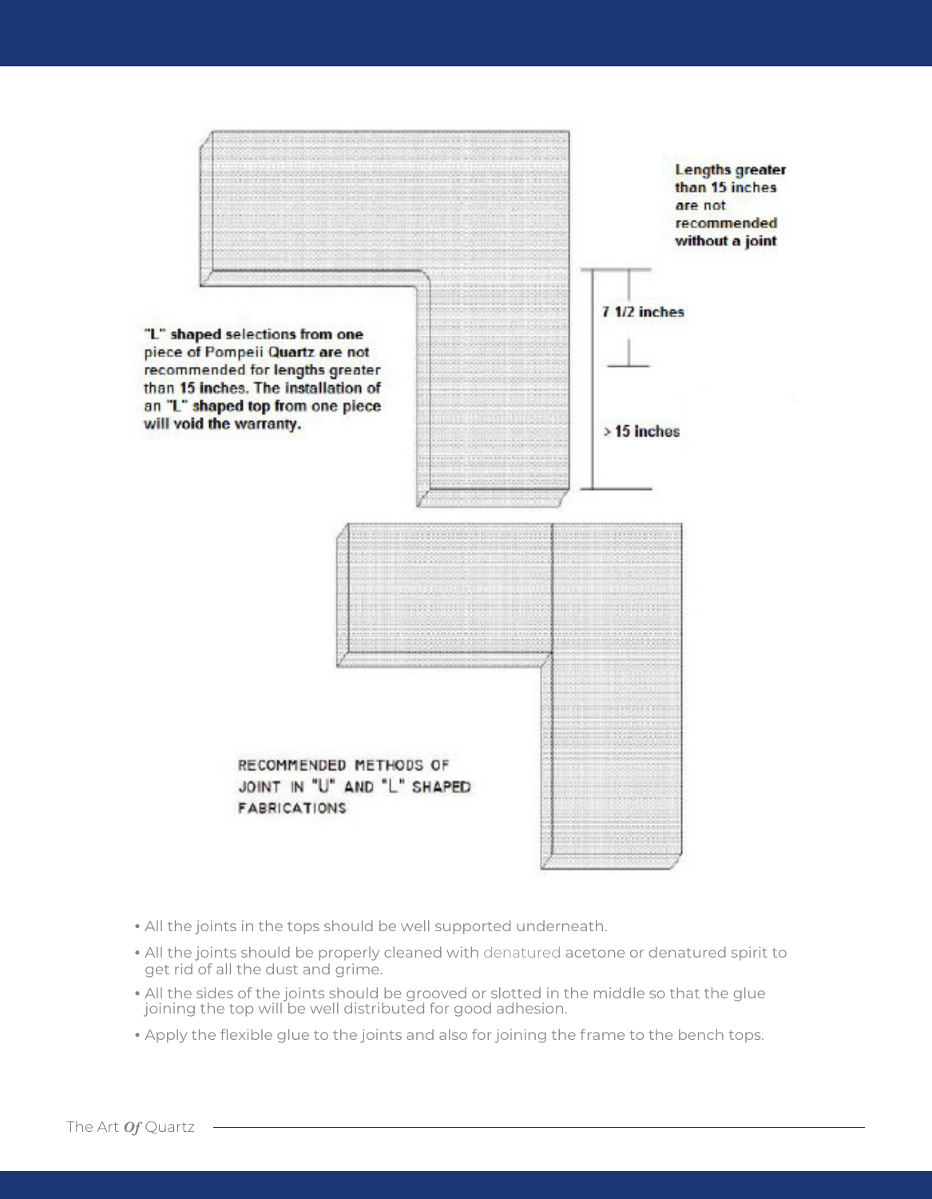Lengths greater than 15 inches are not recommended without a joint

7 1/2 inches

> 15 inches

"L" shaped selections from one piece of Pompeii Quartz are not recommended for lengths greater than 15 inches. The installation of an "L" shaped top from one piece will void the warranty.

RECOMMENDED METHODS OF JOINT IN "U" AND "L" SHAPED FABRICATIONS

- All the joints in the tops should be well supported underneath.
- All the joints should be properly cleaned with denatured acetone or denatured spirit to get rid of all the dust and grime.
- All the sides of the joints should be grooved or slotted in the middle so that the glue joining the top will be well distributed for good adhesion.
- Apply the flexible glue to the joints and also for joining the frame to the bench tops.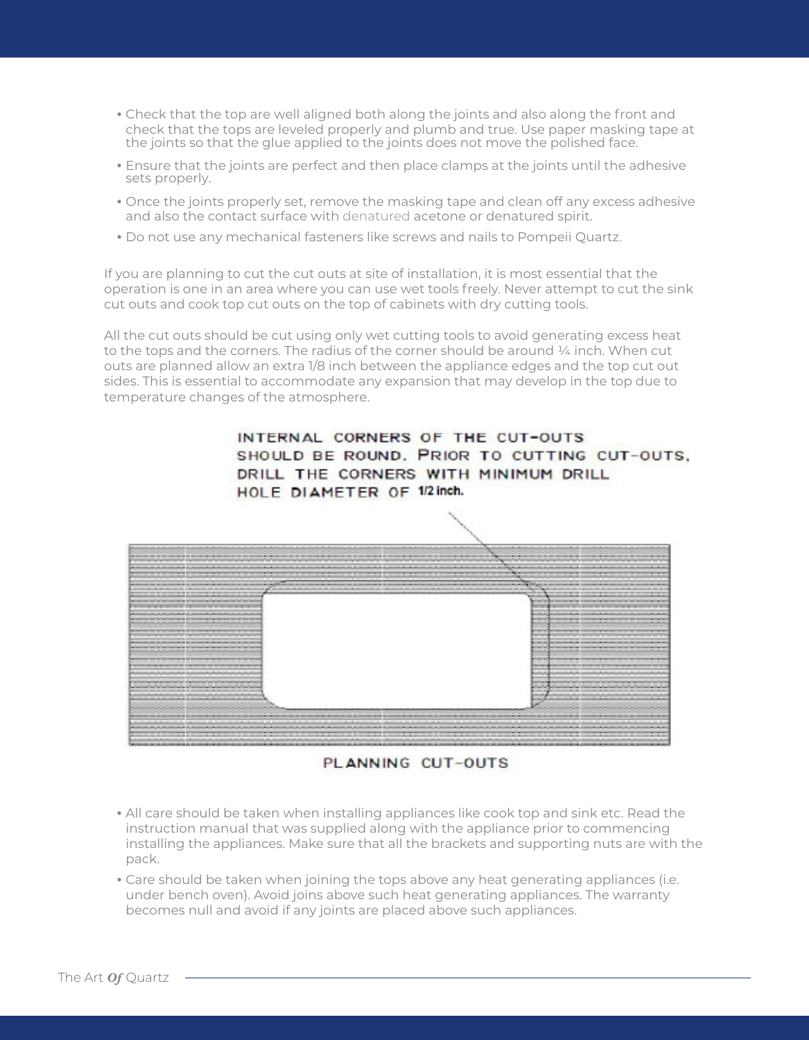- Check that the top are well aligned both along the joints and also along the front and check that the tops are leveled properly and plumb and true. Use paper masking tape at the joints so that the glue applied to the joints does not move the polished face.
- Ensure that the joints are perfect and then place clamps at the joints until the adhesive sets properly.
- Once the joints properly set, remove the masking tape and clean off any excess adhesive and also the contact surface with denatured acetone or denatured spirit.
- Do not use any mechanical fasteners like screws and nails to Pompeii Quartz.

If you are planning to cut the cut outs at site of installation, it is most essential that the operation is one in an area where you can use wet tools freely. Never attempt to cut the sink cut outs and cook top cut outs on the top of cabinets with dry cutting tools.

All the cut outs should be cut using only wet cutting tools to avoid generating excess heat to the tops and the corners. The radius of the corner should be around ¼ inch. When cut outs are planned allow an extra 1/8 inch between the appliance edges and the top cut out sides. This is essential to accommodate any expansion that may develop in the top due to temperature changes of the atmosphere.

INTERNAL CORNERS OF THE CUT-OUTS SHOULD BE ROUND. PRIOR TO CUTTING CUT-OUTS, DRILL THE CORNERS WITH MINIMUM DRILL HOLE DIAMETER OF 1/2 inch.

PLANNING CUT-OUTS

- All care should be taken when installing appliances like cook top and sink etc. Read the instruction manual that was supplied along with the appliance prior to commencing installing the appliances. Make sure that all the brackets and supporting nuts are with the pack.
- Care should be taken when joining the tops above any heat generating appliances (i.e. under bench oven). Avoid joins above such heat generating appliances. The warranty becomes null and avoid if any joints are placed above such appliances.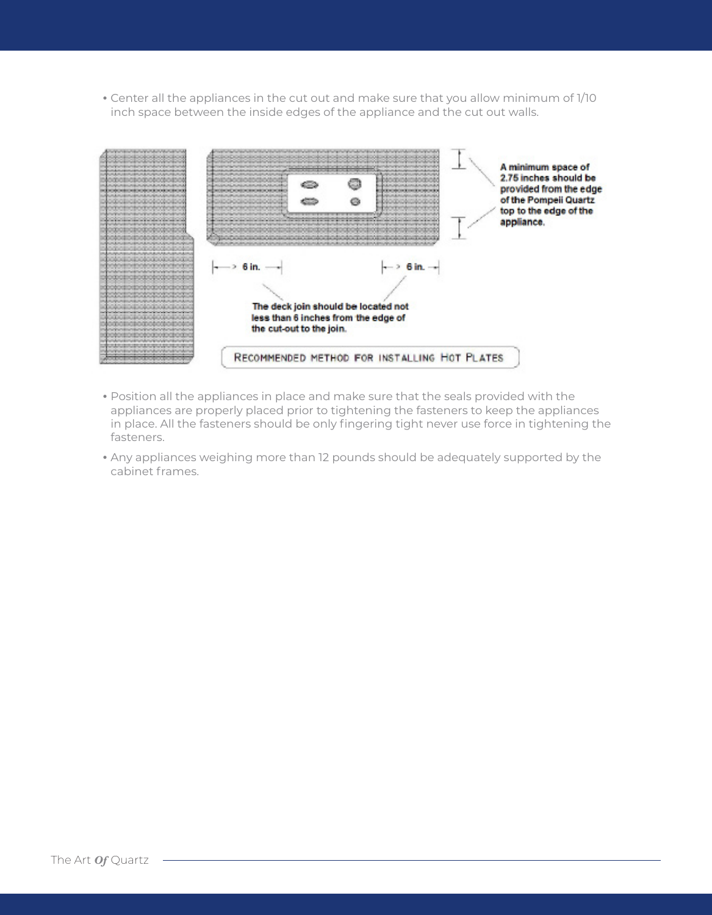- Center all the appliances in the cut out and make sure that you allow minimum of 1/10 inch space between the inside edges of the appliance and the cut out walls.

A minimum space of 2.75 inches should be provided from the edge of the Pompeii Quartz top to the edge of the appliance.

6 in.

6 in.

The deck join should be located not less than 6 inches from the edge of the cut-out to the join.

RECOMMENDED METHOD FOR INSTALLING HOT PLATES

- Position all the appliances in place and make sure that the seals provided with the appliances are properly placed prior to tightening the fasteners to keep the appliances in place. All the fasteners should be only fingering tight never use force in tightening the fasteners.
- Any appliances weighing more than 12 pounds should be adequately supported by the cabinet frames.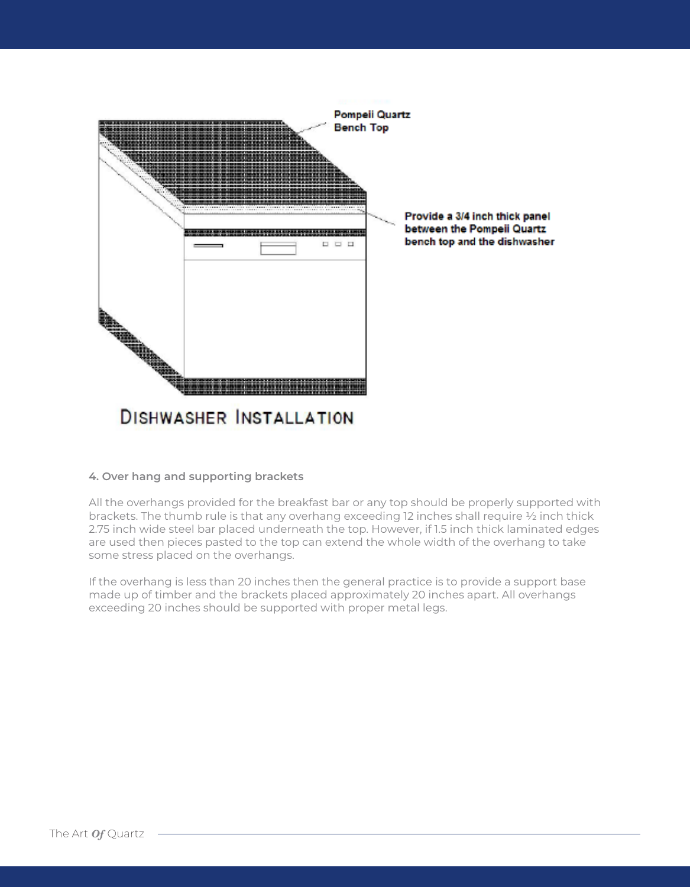Pompeii Quartz Bench Top

Provide a 3/4 inch thick panel between the Pompeii Quartz bench top and the dishwasher

DISHWASHER INSTALLATION

**4. Over hang and supporting brackets**

All the overhangs provided for the breakfast bar or any top should be properly supported with brackets. The thumb rule is that any overhang exceeding 12 inches shall require ½ inch thick 2.75 inch wide steel bar placed underneath the top. However, if 1.5 inch thick laminated edges are used then pieces pasted to the top can extend the whole width of the overhang to take some stress placed on the overhangs.

If the overhang is less than 20 inches then the general practice is to provide a support base made up of timber and the brackets placed approximately 20 inches apart. All overhangs exceeding 20 inches should be supported with proper metal legs.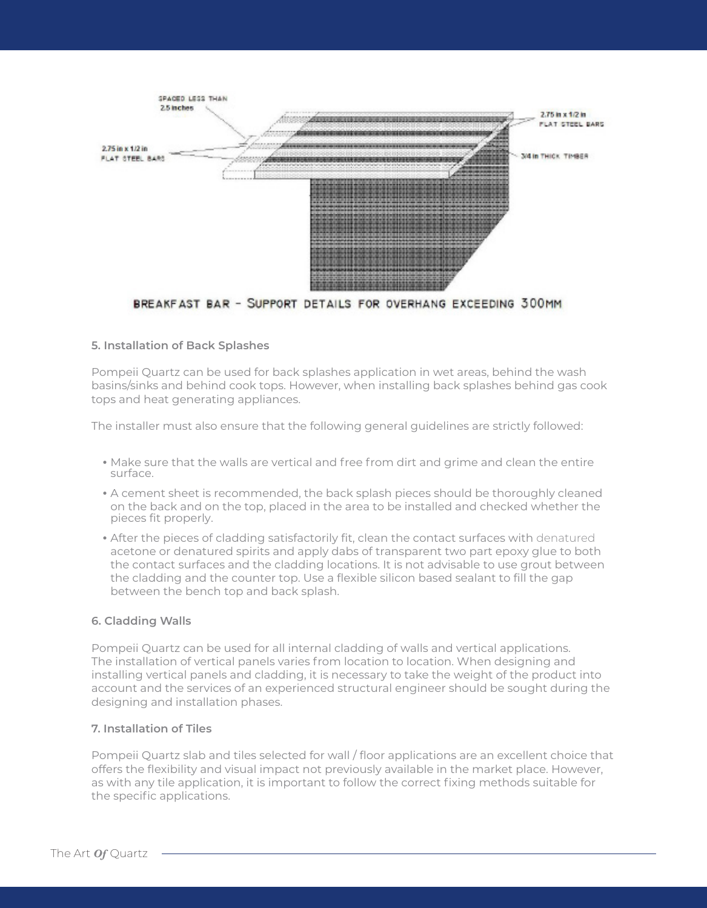BREAKFAST BAR - SUPPORT DETAILS FOR OVERHANG EXCEEDING 300MM

### 5. Installation of Back Splashes

Pompeii Quartz can be used for back splashes application in wet areas, behind the wash basins/sinks and behind cook tops. However, when installing back splashes behind gas cook tops and heat generating appliances.

The installer must also ensure that the following general guidelines are strictly followed:

- Make sure that the walls are vertical and free from dirt and grime and clean the entire surface.
- A cement sheet is recommended, the back splash pieces should be thoroughly cleaned on the back and on the top, placed in the area to be installed and checked whether the pieces fit properly.
- After the pieces of cladding satisfactorily fit, clean the contact surfaces with denatured acetone or denatured spirits and apply dabs of transparent two part epoxy glue to both the contact surfaces and the cladding locations. It is not advisable to use grout between the cladding and the counter top. Use a flexible silicon based sealant to fill the gap between the bench top and back splash.

### 6. Cladding Walls

Pompeii Quartz can be used for all internal cladding of walls and vertical applications. The installation of vertical panels varies from location to location. When designing and installing vertical panels and cladding, it is necessary to take the weight of the product into account and the services of an experienced structural engineer should be sought during the designing and installation phases.

### 7. Installation of Tiles

Pompeii Quartz slab and tiles selected for wall / floor applications are an excellent choice that offers the flexibility and visual impact not previously available in the market place. However, as with any tile application, it is important to follow the correct fixing methods suitable for the specific applications.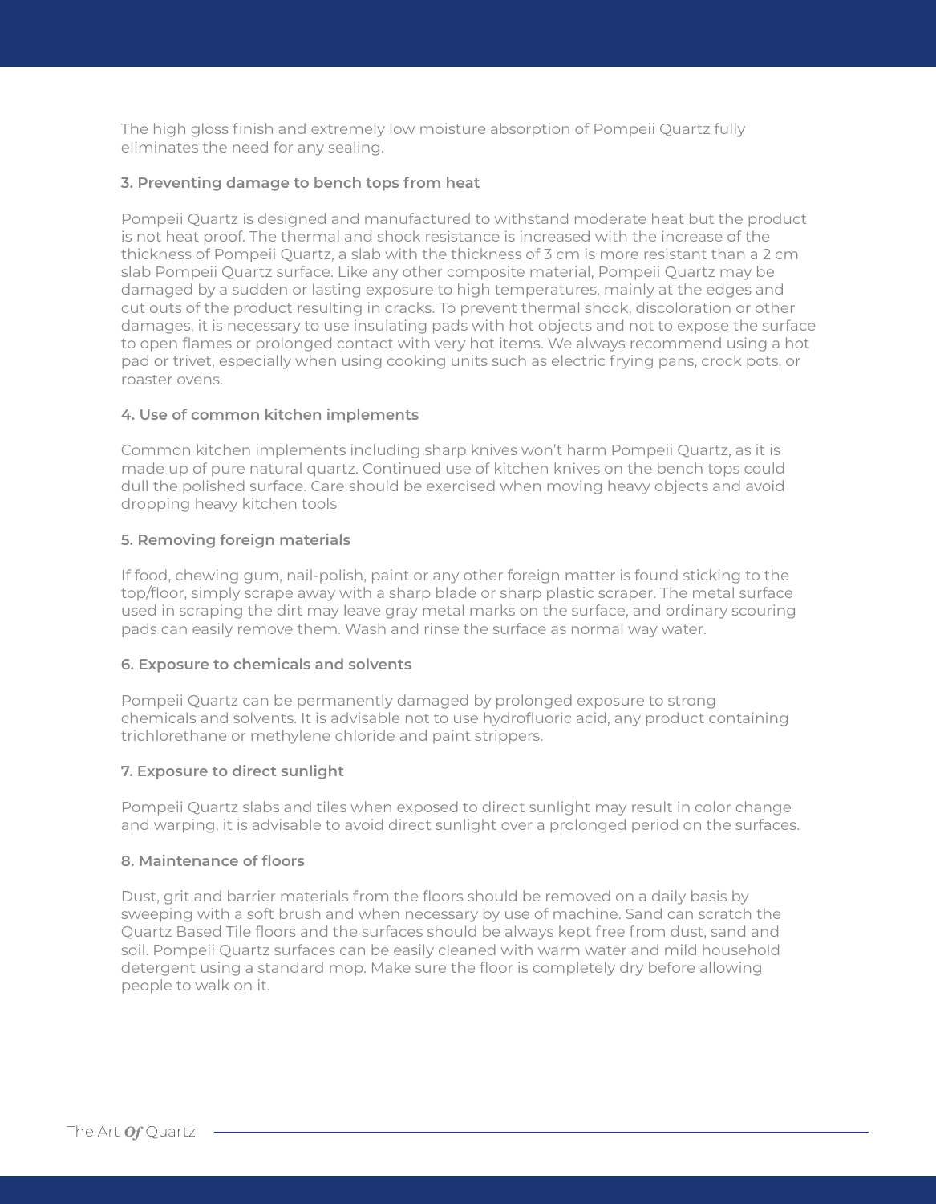The high gloss finish and extremely low moisture absorption of Pompeii Quartz fully eliminates the need for any sealing.

### 3. Preventing damage to bench tops from heat

Pompeii Quartz is designed and manufactured to withstand moderate heat but the product is not heat proof. The thermal and shock resistance is increased with the increase of the thickness of Pompeii Quartz, a slab with the thickness of 3 cm is more resistant than a 2 cm slab Pompeii Quartz surface. Like any other composite material, Pompeii Quartz may be damaged by a sudden or lasting exposure to high temperatures, mainly at the edges and cut outs of the product resulting in cracks. To prevent thermal shock, discoloration or other damages, it is necessary to use insulating pads with hot objects and not to expose the surface to open flames or prolonged contact with very hot items. We always recommend using a hot pad or trivet, especially when using cooking units such as electric frying pans, crock pots, or roaster ovens.

### 4. Use of common kitchen implements

Common kitchen implements including sharp knives won't harm Pompeii Quartz, as it is made up of pure natural quartz. Continued use of kitchen knives on the bench tops could dull the polished surface. Care should be exercised when moving heavy objects and avoid dropping heavy kitchen tools

### 5. Removing foreign materials

If food, chewing gum, nail-polish, paint or any other foreign matter is found sticking to the top/floor, simply scrape away with a sharp blade or sharp plastic scraper. The metal surface used in scraping the dirt may leave gray metal marks on the surface, and ordinary scouring pads can easily remove them. Wash and rinse the surface as normal way water.

### 6. Exposure to chemicals and solvents

Pompeii Quartz can be permanently damaged by prolonged exposure to strong chemicals and solvents. It is advisable not to use hydrofluoric acid, any product containing trichlorethane or methylene chloride and paint strippers.

### 7. Exposure to direct sunlight

Pompeii Quartz slabs and tiles when exposed to direct sunlight may result in color change and warping, it is advisable to avoid direct sunlight over a prolonged period on the surfaces.

### 8. Maintenance of floors

Dust, grit and barrier materials from the floors should be removed on a daily basis by sweeping with a soft brush and when necessary by use of machine. Sand can scratch the Quartz Based Tile floors and the surfaces should be always kept free from dust, sand and soil. Pompeii Quartz surfaces can be easily cleaned with warm water and mild household detergent using a standard mop. Make sure the floor is completely dry before allowing people to walk on it.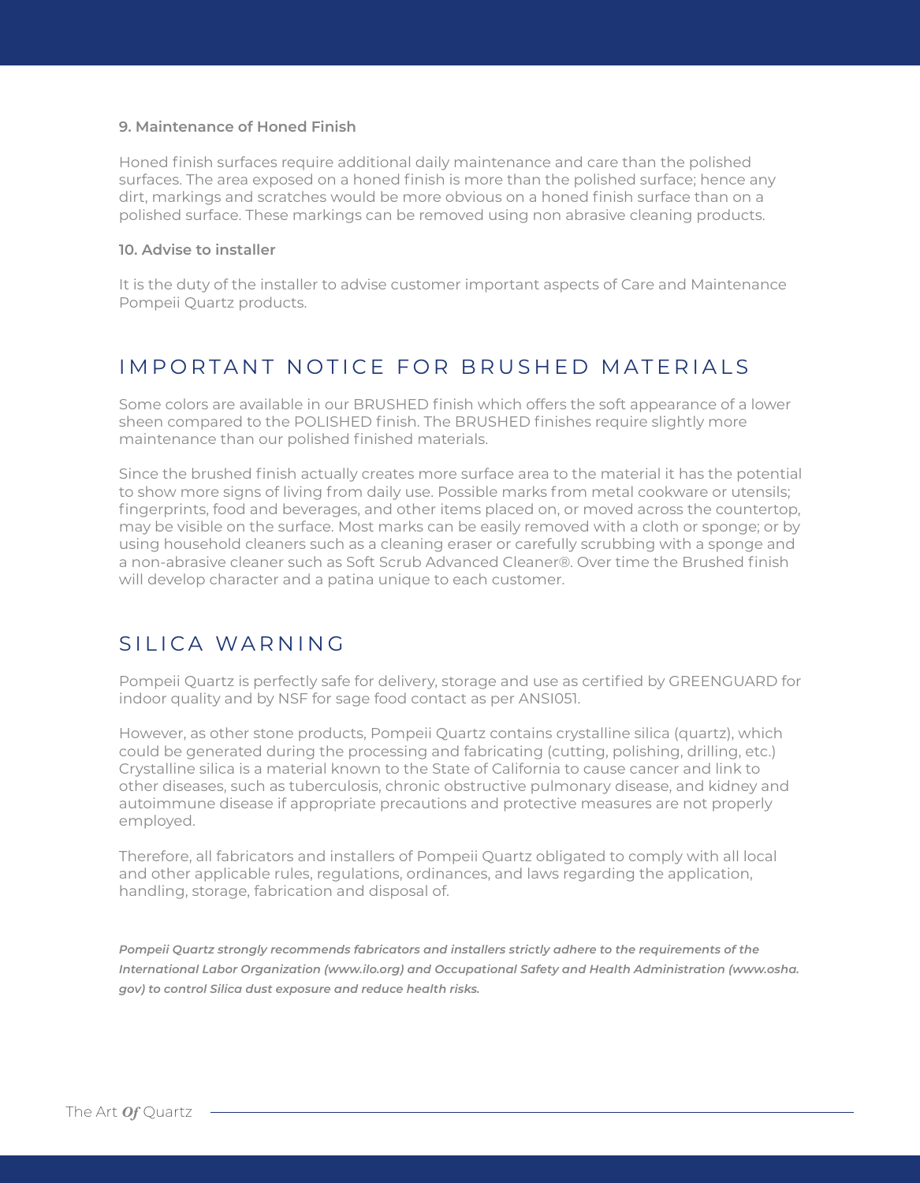**9. Maintenance of Honed Finish**

Honed finish surfaces require additional daily maintenance and care than the polished surfaces. The area exposed on a honed finish is more than the polished surface; hence any dirt, markings and scratches would be more obvious on a honed finish surface than on a polished surface. These markings can be removed using non abrasive cleaning products.

**10. Advise to installer**

It is the duty of the installer to advise customer important aspects of Care and Maintenance Pompeii Quartz products.

## IMPORTANT NOTICE FOR BRUSHED MATERIALS

Some colors are available in our BRUSHED finish which offers the soft appearance of a lower sheen compared to the POLISHED finish. The BRUSHED finishes require slightly more maintenance than our polished finished materials.

Since the brushed finish actually creates more surface area to the material it has the potential to show more signs of living from daily use. Possible marks from metal cookware or utensils; fingerprints, food and beverages, and other items placed on, or moved across the countertop, may be visible on the surface. Most marks can be easily removed with a cloth or sponge; or by using household cleaners such as a cleaning eraser or carefully scrubbing with a sponge and a non-abrasive cleaner such as Soft Scrub Advanced Cleaner®. Over time the Brushed finish will develop character and a patina unique to each customer.

## SILICA WARNING

Pompeii Quartz is perfectly safe for delivery, storage and use as certified by GREENGUARD for indoor quality and by NSF for sage food contact as per ANSI051.

However, as other stone products, Pompeii Quartz contains crystalline silica (quartz), which could be generated during the processing and fabricating (cutting, polishing, drilling, etc.) Crystalline silica is a material known to the State of California to cause cancer and link to other diseases, such as tuberculosis, chronic obstructive pulmonary disease, and kidney and autoimmune disease if appropriate precautions and protective measures are not properly employed.

Therefore, all fabricators and installers of Pompeii Quartz obligated to comply with all local and other applicable rules, regulations, ordinances, and laws regarding the application, handling, storage, fabrication and disposal of.

***Pompeii Quartz strongly recommends fabricators and installers strictly adhere to the requirements of the International Labor Organization (www.ilo.org) and Occupational Safety and Health Administration (www.osha.gov) to control Silica dust exposure and reduce health risks.***